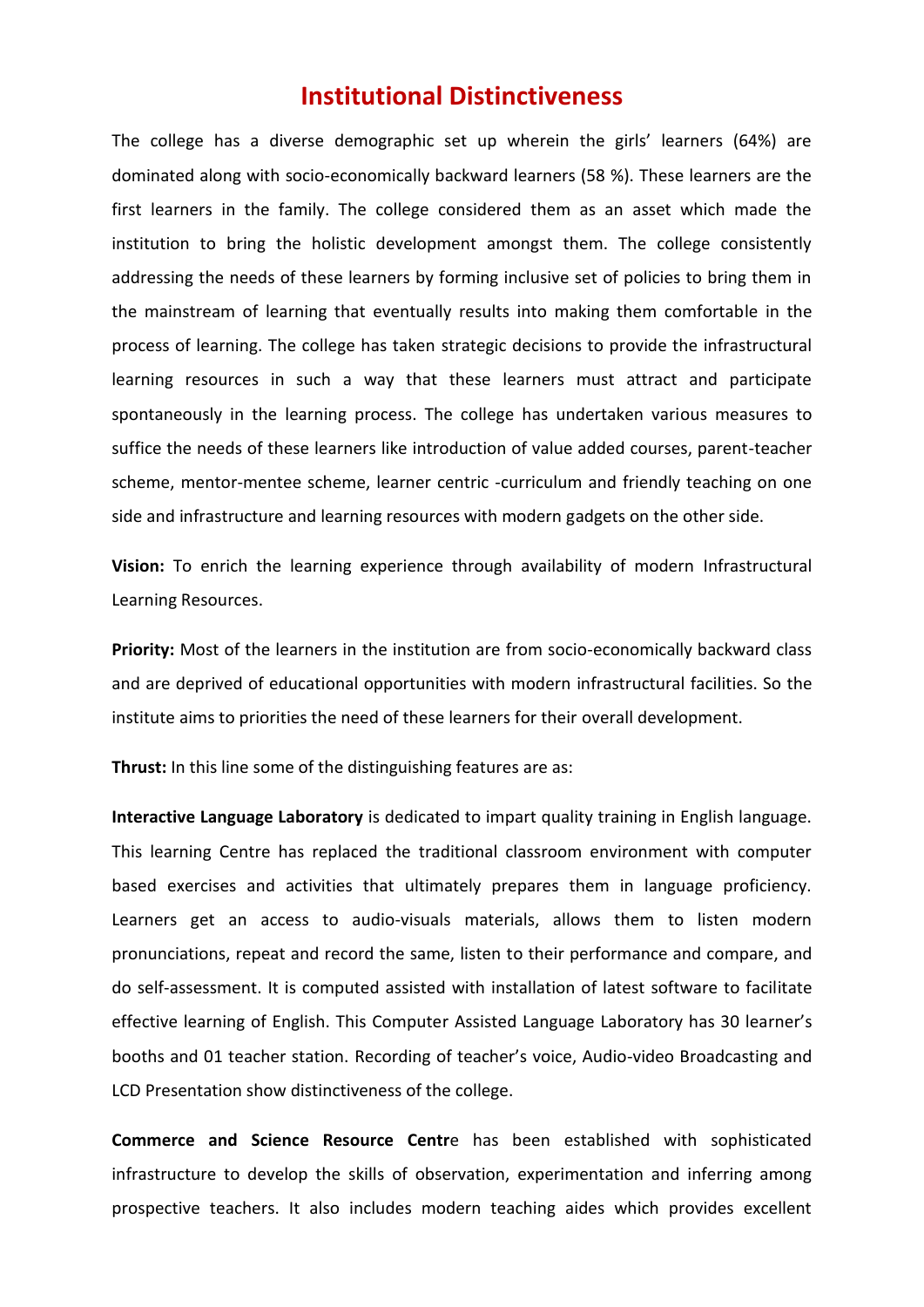# Institutional Distinctiveness

The college has a diverse demographic set up wherein the girls' learners (64%) are dominated along with socio-economically backward learners (58 %). These learners are the first learners in the family. The college considered them as an asset which made the institution to bring the holistic development amongst them. The college consistently addressing the needs of these learners by forming inclusive set of policies to bring them in the mainstream of learning that eventually results into making them comfortable in the process of learning. The college has taken strategic decisions to provide the infrastructural learning resources in such a way that these learners must attract and participate spontaneously in the learning process. The college has undertaken various measures to suffice the needs of these learners like introduction of value added courses, parent-teacher scheme, mentor-mentee scheme, learner centric -curriculum and friendly teaching on one side and infrastructure and learning resources with modern gadgets on the other side.

**Vision:** To enrich the learning experience through availability of modern Infrastructural Learning Resources.

**Priority:** Most of the learners in the institution are from socio-economically backward class and are deprived of educational opportunities with modern infrastructural facilities. So the institute aims to priorities the need of these learners for their overall development.

**Thrust:** In this line some of the distinguishing features are as:

**Interactive Language Laboratory** is dedicated to impart quality training in English language. This learning Centre has replaced the traditional classroom environment with computer based exercises and activities that ultimately prepares them in language proficiency. Learners get an access to audio-visuals materials, allows them to listen modern pronunciations, repeat and record the same, listen to their performance and compare, and do self-assessment. It is computed assisted with installation of latest software to facilitate effective learning of English. This Computer Assisted Language Laboratory has 30 learner's booths and 01 teacher station. Recording of teacher's voice, Audio-video Broadcasting and LCD Presentation show distinctiveness of the college.

**Commerce and Science Resource Centr**e has been established with sophisticated infrastructure to develop the skills of observation, experimentation and inferring among prospective teachers. It also includes modern teaching aides which provides excellent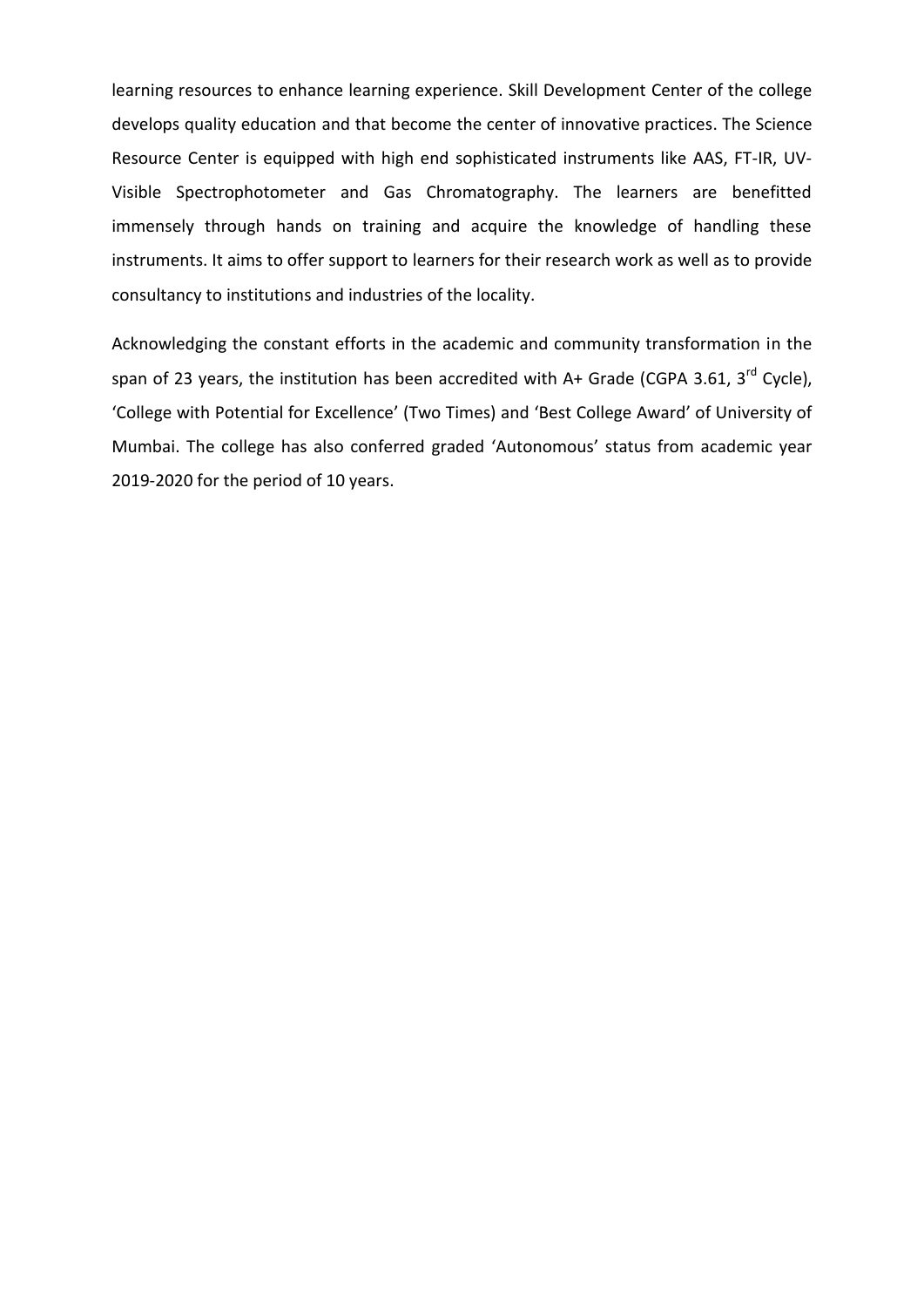learning resources to enhance learning experience. Skill Development Center of the college develops quality education and that become the center of innovative practices. The Science Resource Center is equipped with high end sophisticated instruments like AAS, FT-IR, UV-Visible Spectrophotometer and Gas Chromatography. The learners are benefitted immensely through hands on training and acquire the knowledge of handling these instruments. It aims to offer support to learners for their research work as well as to provide consultancy to institutions and industries of the locality.

Acknowledging the constant efforts in the academic and community transformation in the span of 23 years, the institution has been accredited with A+ Grade (CGPA 3.61, 3rd Cycle), 'College with Potential for Excellence' (Two Times) and 'Best College Award' of University of Mumbai. The college has also conferred graded 'Autonomous' status from academic year 2019-2020 for the period of 10 years.